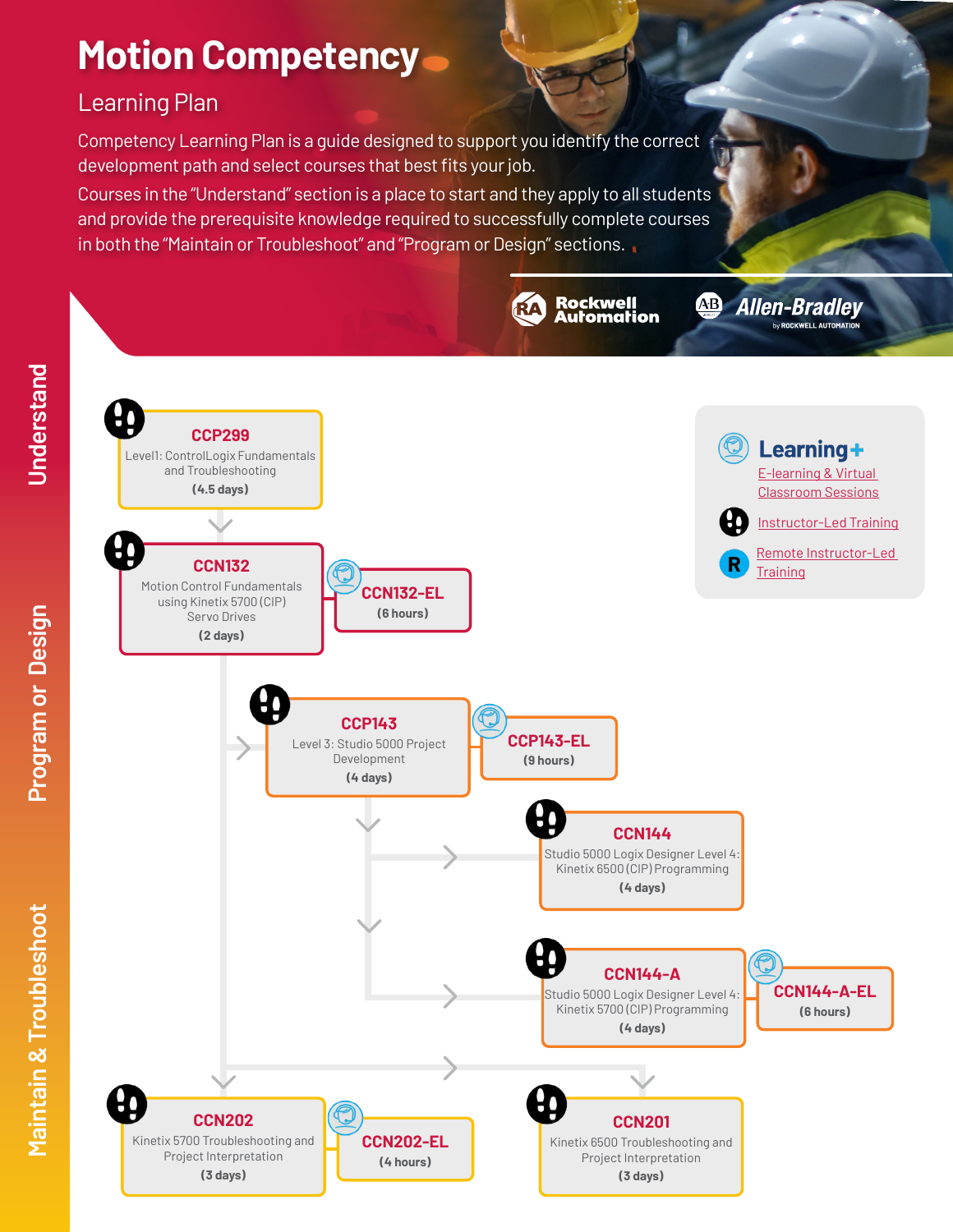# Motion Competency

## Learning Plan

Competency Learning Plan is a guide designed to support you identify the correct development path and select courses that best fits your job.

Courses in the "Understand" section is a place to start and they apply to all students and provide the prerequisite knowledge required to successfully complete courses in both the "Maintain or Troubleshoot" and "Program or Design" sections.

Rockwell Automation | Allen-Bradley by ROCKWELL AUTOMATION

**Learning+**

- E-learning & Virtual Classroom Sessions
- Instructor-Led Training
- Remote Instructor-Led Training

## Understand

**CCP299**
Level1: ControlLogix Fundamentals and Troubleshooting
**(4.5 days)**

**CCN132**
Motion Control Fundamentals using Kinetix 5700 (CIP) Servo Drives
**(2 days)**

**CCN132-EL**
**(6 hours)**

## Program or Design

**CCP143**
Level 3: Studio 5000 Project Development
**(4 days)**

**CCP143-EL**
**(9 hours)**

**CCN144**
Studio 5000 Logix Designer Level 4: Kinetix 6500 (CIP) Programming
**(4 days)**

**CCN144-A**
Studio 5000 Logix Designer Level 4: Kinetix 5700 (CIP) Programming
**(4 days)**

**CCN144-A-EL**
**(6 hours)**

## Maintain & Troubleshoot

**CCN202**
Kinetix 5700 Troubleshooting and Project Interpretation
**(3 days)**

**CCN202-EL**
**(4 hours)**

**CCN201**
Kinetix 6500 Troubleshooting and Project Interpretation
**(3 days)**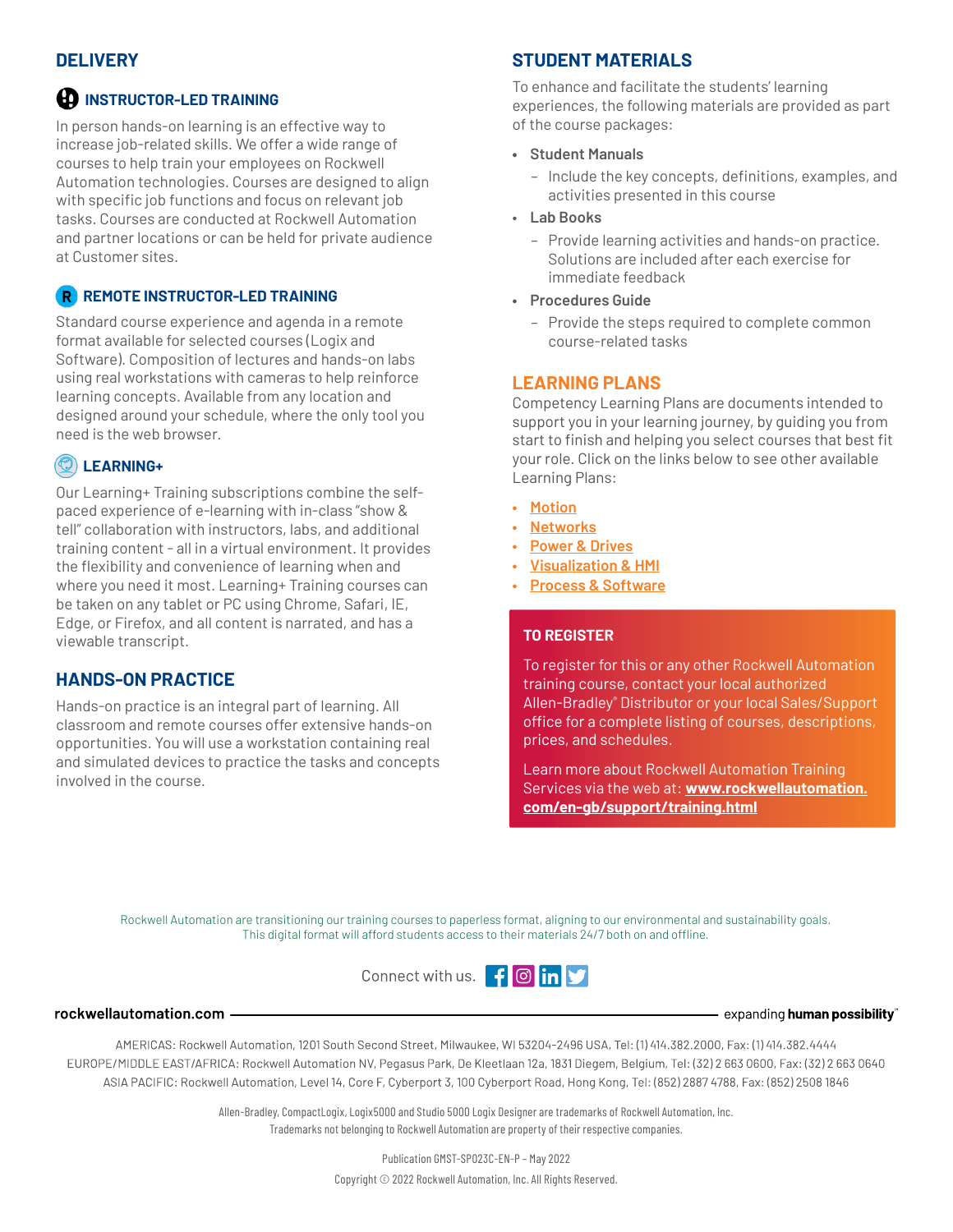## DELIVERY

### INSTRUCTOR-LED TRAINING

In person hands-on learning is an effective way to increase job-related skills. We offer a wide range of courses to help train your employees on Rockwell Automation technologies. Courses are designed to align with specific job functions and focus on relevant job tasks. Courses are conducted at Rockwell Automation and partner locations or can be held for private audience at Customer sites.

### REMOTE INSTRUCTOR-LED TRAINING

Standard course experience and agenda in a remote format available for selected courses (Logix and Software). Composition of lectures and hands-on labs using real workstations with cameras to help reinforce learning concepts. Available from any location and designed around your schedule, where the only tool you need is the web browser.

### LEARNING+

Our Learning+ Training subscriptions combine the self-paced experience of e-learning with in-class "show & tell" collaboration with instructors, labs, and additional training content - all in a virtual environment. It provides the flexibility and convenience of learning when and where you need it most. Learning+ Training courses can be taken on any tablet or PC using Chrome, Safari, IE, Edge, or Firefox, and all content is narrated, and has a viewable transcript.

## HANDS-ON PRACTICE

Hands-on practice is an integral part of learning. All classroom and remote courses offer extensive hands-on opportunities. You will use a workstation containing real and simulated devices to practice the tasks and concepts involved in the course.

## STUDENT MATERIALS

To enhance and facilitate the students' learning experiences, the following materials are provided as part of the course packages:

- Student Manuals
  - Include the key concepts, definitions, examples, and activities presented in this course
- Lab Books
  - Provide learning activities and hands-on practice. Solutions are included after each exercise for immediate feedback
- Procedures Guide
  - Provide the steps required to complete common course-related tasks

## LEARNING PLANS

Competency Learning Plans are documents intended to support you in your learning journey, by guiding you from start to finish and helping you select courses that best fit your role. Click on the links below to see other available Learning Plans:

- Motion
- Networks
- Power & Drives
- Visualization & HMI
- Process & Software

### TO REGISTER

To register for this or any other Rockwell Automation training course, contact your local authorized Allen-Bradley® Distributor or your local Sales/Support office for a complete listing of courses, descriptions, prices, and schedules.

Learn more about Rockwell Automation Training Services via the web at: **www.rockwellautomation.com/en-gb/support/training.html**

Rockwell Automation are transitioning our training courses to paperless format, aligning to our environmental and sustainability goals. This digital format will afford students access to their materials 24/7 both on and offline.

Connect with us.

rockwellautomation.com — expanding **human possibility**™

AMERICAS: Rockwell Automation, 1201 South Second Street, Milwaukee, WI 53204-2496 USA, Tel: (1) 414.382.2000, Fax: (1) 414.382.4444
EUROPE/MIDDLE EAST/AFRICA: Rockwell Automation NV, Pegasus Park, De Kleetlaan 12a, 1831 Diegem, Belgium, Tel: (32) 2 663 0600, Fax: (32) 2 663 0640
ASIA PACIFIC: Rockwell Automation, Level 14, Core F, Cyberport 3, 100 Cyberport Road, Hong Kong, Tel: (852) 2887 4788, Fax: (852) 2508 1846

Allen-Bradley, CompactLogix, Logix5000 and Studio 5000 Logix Designer are trademarks of Rockwell Automation, Inc.
Trademarks not belonging to Rockwell Automation are property of their respective companies.

Publication GMST-SP023C-EN-P - May 2022

Copyright © 2022 Rockwell Automation, Inc. All Rights Reserved.